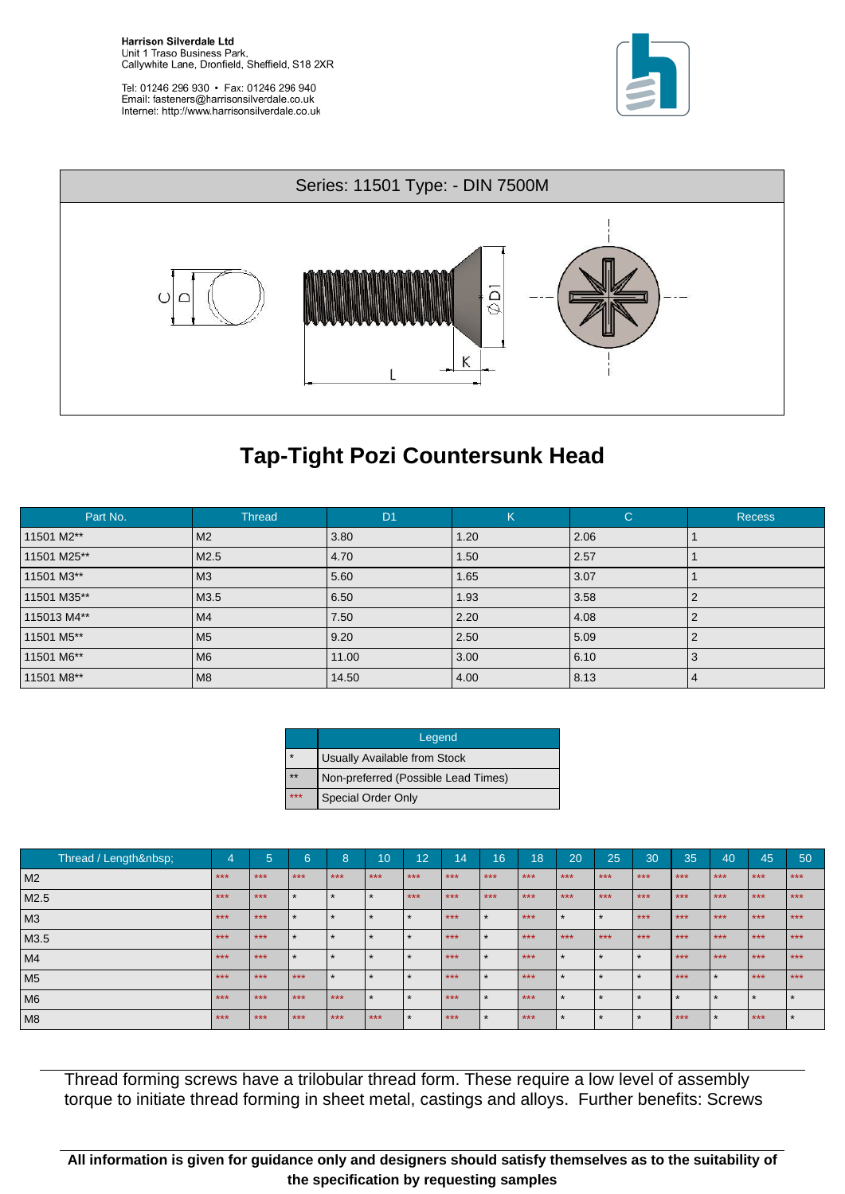**Harrison Silverdale Ltd**
Unit 1 Traso Business Park,
Callywhite Lane, Dronfield, Sheffield, S18 2XR

Tel: 01246 296 930 • Fax: 01246 296 940
Email: fasteners@harrisonsilverdale.co.uk
Internet: http://www.harrisonsilverdale.co.uk

Series: 11501 Type: - DIN 7500M

# Tap-Tight Pozi Countersunk Head

| Part No. | Thread | D1 | K | C | Recess |
|---|---|---|---|---|---|
| 11501 M2** | M2 | 3.80 | 1.20 | 2.06 | 1 |
| 11501 M25** | M2.5 | 4.70 | 1.50 | 2.57 | 1 |
| 11501 M3** | M3 | 5.60 | 1.65 | 3.07 | 1 |
| 11501 M35** | M3.5 | 6.50 | 1.93 | 3.58 | 2 |
| 115013 M4** | M4 | 7.50 | 2.20 | 4.08 | 2 |
| 11501 M5** | M5 | 9.20 | 2.50 | 5.09 | 2 |
| 11501 M6** | M6 | 11.00 | 3.00 | 6.10 | 3 |
| 11501 M8** | M8 | 14.50 | 4.00 | 8.13 | 4 |

| | Legend |
|---|---|
| * | Usually Available from Stock |
| ** | Non-preferred (Possible Lead Times) |
| *** | Special Order Only |

| Thread / Length&nbsp; | 4 | 5 | 6 | 8 | 10 | 12 | 14 | 16 | 18 | 20 | 25 | 30 | 35 | 40 | 45 | 50 |
|---|---|---|---|---|---|---|---|---|---|---|---|---|---|---|---|---|
| M2 | *** | *** | *** | *** | *** | *** | *** | *** | *** | *** | *** | *** | *** | *** | *** | *** |
| M2.5 | *** | *** | * | * | * | *** | *** | *** | *** | *** | *** | *** | *** | *** | *** | *** |
| M3 | *** | *** | * | * | * | * | *** | * | *** | * | * | *** | *** | *** | *** | *** |
| M3.5 | *** | *** | * | * | * | * | *** | * | *** | *** | *** | *** | *** | *** | *** | *** |
| M4 | *** | *** | * | * | * | * | *** | * | *** | * | * | * | *** | *** | *** | *** |
| M5 | *** | *** | *** | * | * | * | *** | * | *** | * | * | * | *** | * | *** | *** |
| M6 | *** | *** | *** | *** | * | * | *** | * | *** | * | * | * | * | * | * | * |
| M8 | *** | *** | *** | *** | *** | * | *** | * | *** | * | * | * | *** | * | *** | * |

Thread forming screws have a trilobular thread form. These require a low level of assembly torque to initiate thread forming in sheet metal, castings and alloys. Further benefits: Screws

**All information is given for guidance only and designers should satisfy themselves as to the suitability of the specification by requesting samples**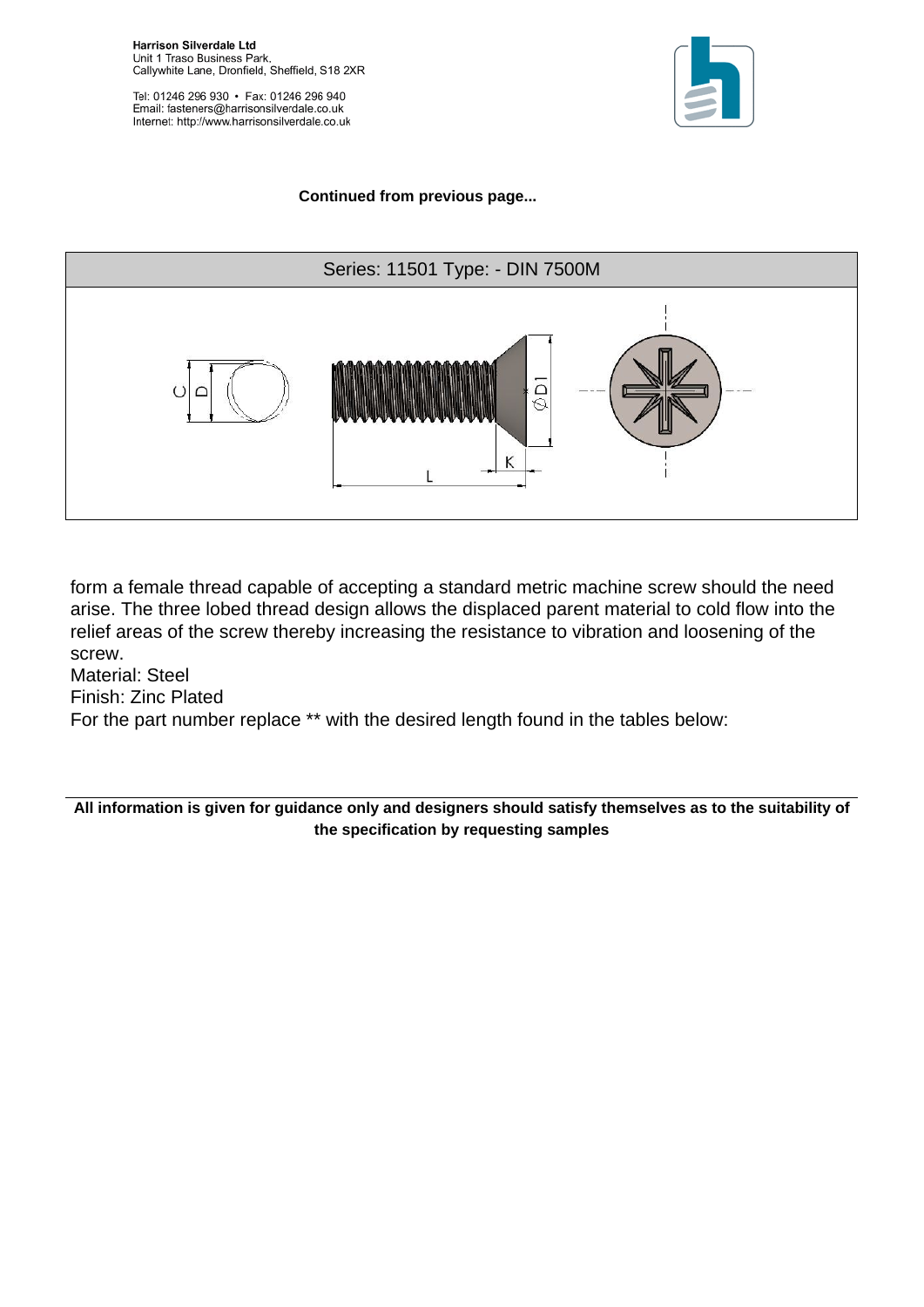Harrison Silverdale Ltd
Unit 1 Traso Business Park,
Callywhite Lane, Dronfield, Sheffield, S18 2XR

Tel: 01246 296 930 • Fax: 01246 296 940
Email: fasteners@harrisonsilverdale.co.uk
Internet: http://www.harrisonsilverdale.co.uk

**Continued from previous page...**

Series: 11501 Type: - DIN 7500M

C
D
L
K
ØD1

form a female thread capable of accepting a standard metric machine screw should the need arise. The three lobed thread design allows the displaced parent material to cold flow into the relief areas of the screw thereby increasing the resistance to vibration and loosening of the screw.

Material: Steel

Finish: Zinc Plated

For the part number replace ** with the desired length found in the tables below:

**All information is given for guidance only and designers should satisfy themselves as to the suitability of the specification by requesting samples**